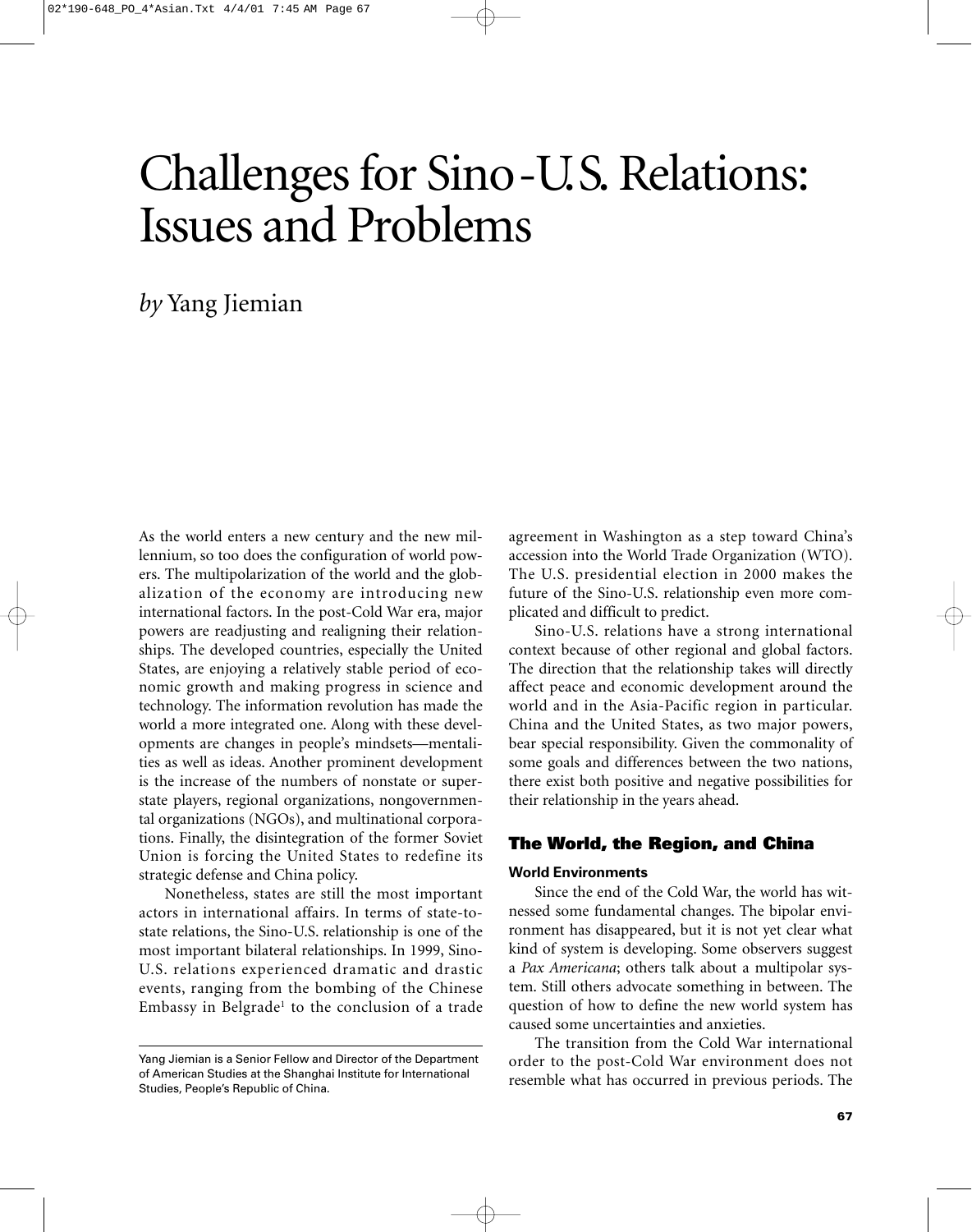# Challenges for Sino-U.S. Relations: Issues and Problems

*by* Yang Jiemian

As the world enters a new century and the new millennium, so too does the configuration of world powers. The multipolarization of the world and the globalization of the economy are introducing new international factors. In the post-Cold War era, major powers are readjusting and realigning their relationships. The developed countries, especially the United States, are enjoying a relatively stable period of economic growth and making progress in science and technology. The information revolution has made the world a more integrated one. Along with these developments are changes in people's mindsets—mentalities as well as ideas. Another prominent development is the increase of the numbers of nonstate or superstate players, regional organizations, nongovernmental organizations (NGOs), and multinational corporations. Finally, the disintegration of the former Soviet Union is forcing the United States to redefine its strategic defense and China policy.

Nonetheless, states are still the most important actors in international affairs. In terms of state-to-state relations, the Sino-U.S. relationship is one of the most important bilateral relationships. In 1999, Sino-U.S. relations experienced dramatic and drastic events, ranging from the bombing of the Chinese Embassy in Belgrade[1] to the conclusion of a trade agreement in Washington as a step toward China's accession into the World Trade Organization (WTO). The U.S. presidential election in 2000 makes the future of the Sino-U.S. relationship even more complicated and difficult to predict.

Sino-U.S. relations have a strong international context because of other regional and global factors. The direction that the relationship takes will directly affect peace and economic development around the world and in the Asia-Pacific region in particular. China and the United States, as two major powers, bear special responsibility. Given the commonality of some goals and differences between the two nations, there exist both positive and negative possibilities for their relationship in the years ahead.

## The World, the Region, and China

### World Environments

Since the end of the Cold War, the world has witnessed some fundamental changes. The bipolar environment has disappeared, but it is not yet clear what kind of system is developing. Some observers suggest a *Pax Americana*; others talk about a multipolar system. Still others advocate something in between. The question of how to define the new world system has caused some uncertainties and anxieties.

The transition from the Cold War international order to the post-Cold War environment does not resemble what has occurred in previous periods. The

---

Yang Jiemian is a Senior Fellow and Director of the Department of American Studies at the Shanghai Institute for International Studies, People's Republic of China.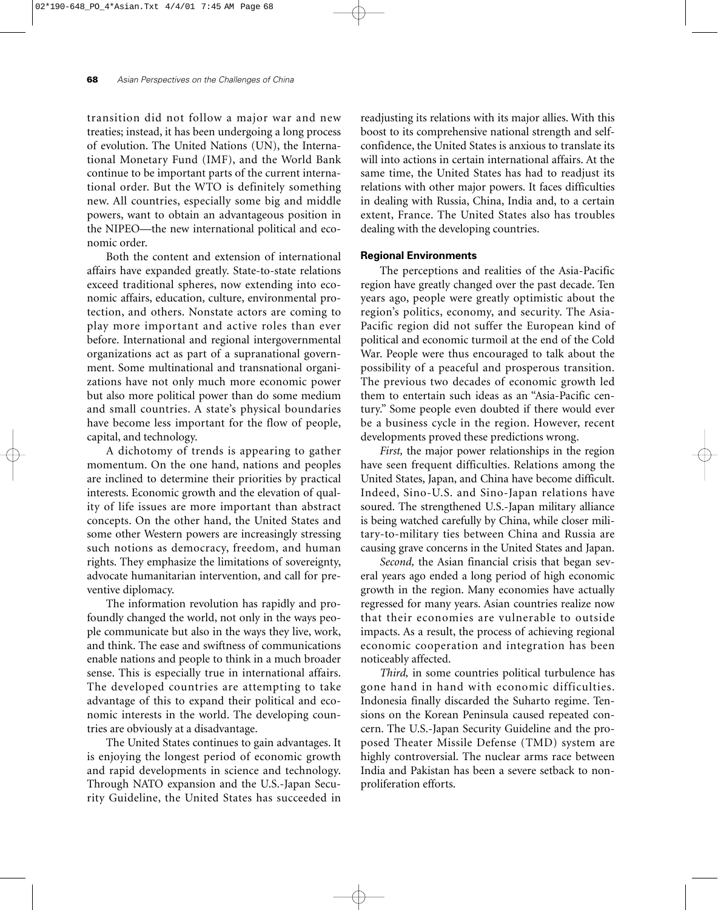transition did not follow a major war and new treaties; instead, it has been undergoing a long process of evolution. The United Nations (UN), the International Monetary Fund (IMF), and the World Bank continue to be important parts of the current international order. But the WTO is definitely something new. All countries, especially some big and middle powers, want to obtain an advantageous position in the NIPEO—the new international political and economic order.

Both the content and extension of international affairs have expanded greatly. State-to-state relations exceed traditional spheres, now extending into economic affairs, education, culture, environmental protection, and others. Nonstate actors are coming to play more important and active roles than ever before. International and regional intergovernmental organizations act as part of a supranational government. Some multinational and transnational organizations have not only much more economic power but also more political power than do some medium and small countries. A state's physical boundaries have become less important for the flow of people, capital, and technology.

A dichotomy of trends is appearing to gather momentum. On the one hand, nations and peoples are inclined to determine their priorities by practical interests. Economic growth and the elevation of quality of life issues are more important than abstract concepts. On the other hand, the United States and some other Western powers are increasingly stressing such notions as democracy, freedom, and human rights. They emphasize the limitations of sovereignty, advocate humanitarian intervention, and call for preventive diplomacy.

The information revolution has rapidly and profoundly changed the world, not only in the ways people communicate but also in the ways they live, work, and think. The ease and swiftness of communications enable nations and people to think in a much broader sense. This is especially true in international affairs. The developed countries are attempting to take advantage of this to expand their political and economic interests in the world. The developing countries are obviously at a disadvantage.

The United States continues to gain advantages. It is enjoying the longest period of economic growth and rapid developments in science and technology. Through NATO expansion and the U.S.-Japan Security Guideline, the United States has succeeded in readjusting its relations with its major allies. With this boost to its comprehensive national strength and self-confidence, the United States is anxious to translate its will into actions in certain international affairs. At the same time, the United States has had to readjust its relations with other major powers. It faces difficulties in dealing with Russia, China, India and, to a certain extent, France. The United States also has troubles dealing with the developing countries.

### Regional Environments

The perceptions and realities of the Asia-Pacific region have greatly changed over the past decade. Ten years ago, people were greatly optimistic about the region's politics, economy, and security. The Asia-Pacific region did not suffer the European kind of political and economic turmoil at the end of the Cold War. People were thus encouraged to talk about the possibility of a peaceful and prosperous transition. The previous two decades of economic growth led them to entertain such ideas as an "Asia-Pacific century." Some people even doubted if there would ever be a business cycle in the region. However, recent developments proved these predictions wrong.

*First,* the major power relationships in the region have seen frequent difficulties. Relations among the United States, Japan, and China have become difficult. Indeed, Sino-U.S. and Sino-Japan relations have soured. The strengthened U.S.-Japan military alliance is being watched carefully by China, while closer military-to-military ties between China and Russia are causing grave concerns in the United States and Japan.

*Second,* the Asian financial crisis that began several years ago ended a long period of high economic growth in the region. Many economies have actually regressed for many years. Asian countries realize now that their economies are vulnerable to outside impacts. As a result, the process of achieving regional economic cooperation and integration has been noticeably affected.

*Third,* in some countries political turbulence has gone hand in hand with economic difficulties. Indonesia finally discarded the Suharto regime. Tensions on the Korean Peninsula caused repeated concern. The U.S.-Japan Security Guideline and the proposed Theater Missile Defense (TMD) system are highly controversial. The nuclear arms race between India and Pakistan has been a severe setback to nonproliferation efforts.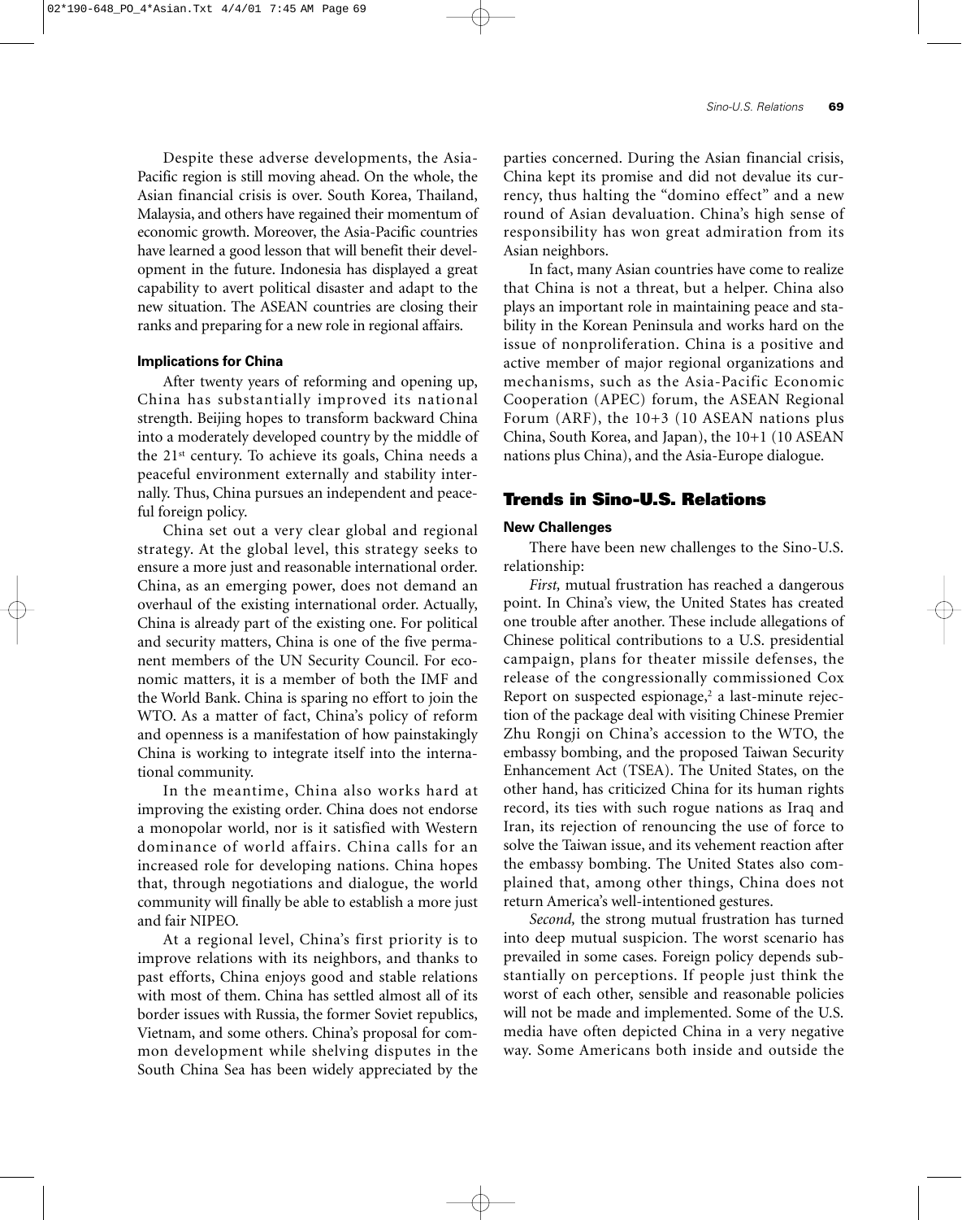Despite these adverse developments, the Asia-Pacific region is still moving ahead. On the whole, the Asian financial crisis is over. South Korea, Thailand, Malaysia, and others have regained their momentum of economic growth. Moreover, the Asia-Pacific countries have learned a good lesson that will benefit their development in the future. Indonesia has displayed a great capability to avert political disaster and adapt to the new situation. The ASEAN countries are closing their ranks and preparing for a new role in regional affairs.

### Implications for China

After twenty years of reforming and opening up, China has substantially improved its national strength. Beijing hopes to transform backward China into a moderately developed country by the middle of the 21st century. To achieve its goals, China needs a peaceful environment externally and stability internally. Thus, China pursues an independent and peaceful foreign policy.

China set out a very clear global and regional strategy. At the global level, this strategy seeks to ensure a more just and reasonable international order. China, as an emerging power, does not demand an overhaul of the existing international order. Actually, China is already part of the existing one. For political and security matters, China is one of the five permanent members of the UN Security Council. For economic matters, it is a member of both the IMF and the World Bank. China is sparing no effort to join the WTO. As a matter of fact, China's policy of reform and openness is a manifestation of how painstakingly China is working to integrate itself into the international community.

In the meantime, China also works hard at improving the existing order. China does not endorse a monopolar world, nor is it satisfied with Western dominance of world affairs. China calls for an increased role for developing nations. China hopes that, through negotiations and dialogue, the world community will finally be able to establish a more just and fair NIPEO.

At a regional level, China's first priority is to improve relations with its neighbors, and thanks to past efforts, China enjoys good and stable relations with most of them. China has settled almost all of its border issues with Russia, the former Soviet republics, Vietnam, and some others. China's proposal for common development while shelving disputes in the South China Sea has been widely appreciated by the parties concerned. During the Asian financial crisis, China kept its promise and did not devalue its currency, thus halting the "domino effect" and a new round of Asian devaluation. China's high sense of responsibility has won great admiration from its Asian neighbors.

In fact, many Asian countries have come to realize that China is not a threat, but a helper. China also plays an important role in maintaining peace and stability in the Korean Peninsula and works hard on the issue of nonproliferation. China is a positive and active member of major regional organizations and mechanisms, such as the Asia-Pacific Economic Cooperation (APEC) forum, the ASEAN Regional Forum (ARF), the 10+3 (10 ASEAN nations plus China, South Korea, and Japan), the 10+1 (10 ASEAN nations plus China), and the Asia-Europe dialogue.

## Trends in Sino-U.S. Relations

### New Challenges

There have been new challenges to the Sino-U.S. relationship:

*First,* mutual frustration has reached a dangerous point. In China's view, the United States has created one trouble after another. These include allegations of Chinese political contributions to a U.S. presidential campaign, plans for theater missile defenses, the release of the congressionally commissioned Cox Report on suspected espionage,[2] a last-minute rejection of the package deal with visiting Chinese Premier Zhu Rongji on China's accession to the WTO, the embassy bombing, and the proposed Taiwan Security Enhancement Act (TSEA). The United States, on the other hand, has criticized China for its human rights record, its ties with such rogue nations as Iraq and Iran, its rejection of renouncing the use of force to solve the Taiwan issue, and its vehement reaction after the embassy bombing. The United States also complained that, among other things, China does not return America's well-intentioned gestures.

*Second,* the strong mutual frustration has turned into deep mutual suspicion. The worst scenario has prevailed in some cases. Foreign policy depends substantially on perceptions. If people just think the worst of each other, sensible and reasonable policies will not be made and implemented. Some of the U.S. media have often depicted China in a very negative way. Some Americans both inside and outside the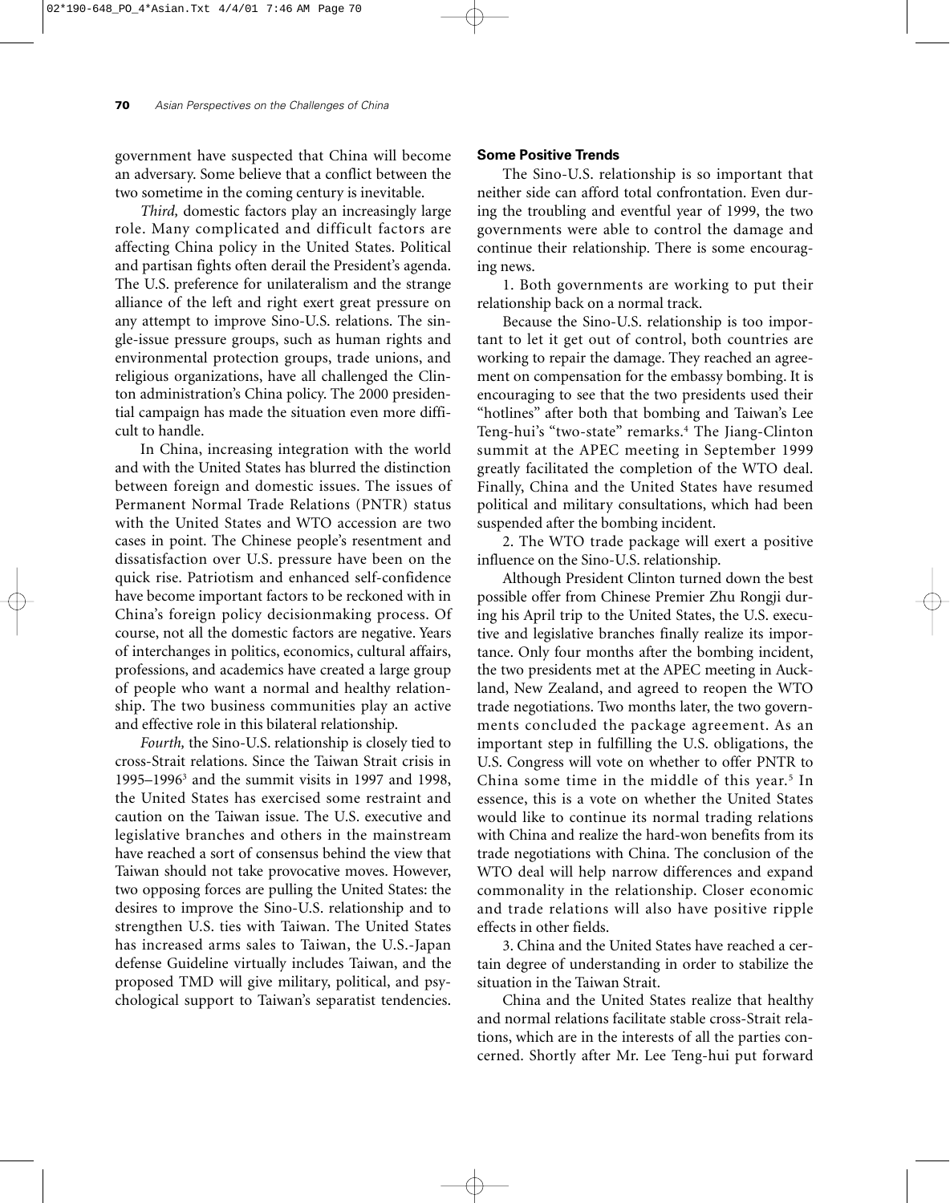government have suspected that China will become an adversary. Some believe that a conflict between the two sometime in the coming century is inevitable.

*Third,* domestic factors play an increasingly large role. Many complicated and difficult factors are affecting China policy in the United States. Political and partisan fights often derail the President's agenda. The U.S. preference for unilateralism and the strange alliance of the left and right exert great pressure on any attempt to improve Sino-U.S. relations. The single-issue pressure groups, such as human rights and environmental protection groups, trade unions, and religious organizations, have all challenged the Clinton administration's China policy. The 2000 presidential campaign has made the situation even more difficult to handle.

In China, increasing integration with the world and with the United States has blurred the distinction between foreign and domestic issues. The issues of Permanent Normal Trade Relations (PNTR) status with the United States and WTO accession are two cases in point. The Chinese people's resentment and dissatisfaction over U.S. pressure have been on the quick rise. Patriotism and enhanced self-confidence have become important factors to be reckoned with in China's foreign policy decisionmaking process. Of course, not all the domestic factors are negative. Years of interchanges in politics, economics, cultural affairs, professions, and academics have created a large group of people who want a normal and healthy relationship. The two business communities play an active and effective role in this bilateral relationship.

*Fourth,* the Sino-U.S. relationship is closely tied to cross-Strait relations. Since the Taiwan Strait crisis in 1995–1996[3] and the summit visits in 1997 and 1998, the United States has exercised some restraint and caution on the Taiwan issue. The U.S. executive and legislative branches and others in the mainstream have reached a sort of consensus behind the view that Taiwan should not take provocative moves. However, two opposing forces are pulling the United States: the desires to improve the Sino-U.S. relationship and to strengthen U.S. ties with Taiwan. The United States has increased arms sales to Taiwan, the U.S.-Japan defense Guideline virtually includes Taiwan, and the proposed TMD will give military, political, and psychological support to Taiwan's separatist tendencies.

### Some Positive Trends

The Sino-U.S. relationship is so important that neither side can afford total confrontation. Even during the troubling and eventful year of 1999, the two governments were able to control the damage and continue their relationship. There is some encouraging news.

1. Both governments are working to put their relationship back on a normal track.

Because the Sino-U.S. relationship is too important to let it get out of control, both countries are working to repair the damage. They reached an agreement on compensation for the embassy bombing. It is encouraging to see that the two presidents used their "hotlines" after both that bombing and Taiwan's Lee Teng-hui's "two-state" remarks.[4] The Jiang-Clinton summit at the APEC meeting in September 1999 greatly facilitated the completion of the WTO deal. Finally, China and the United States have resumed political and military consultations, which had been suspended after the bombing incident.

2. The WTO trade package will exert a positive influence on the Sino-U.S. relationship.

Although President Clinton turned down the best possible offer from Chinese Premier Zhu Rongji during his April trip to the United States, the U.S. executive and legislative branches finally realize its importance. Only four months after the bombing incident, the two presidents met at the APEC meeting in Auckland, New Zealand, and agreed to reopen the WTO trade negotiations. Two months later, the two governments concluded the package agreement. As an important step in fulfilling the U.S. obligations, the U.S. Congress will vote on whether to offer PNTR to China some time in the middle of this year.[5] In essence, this is a vote on whether the United States would like to continue its normal trading relations with China and realize the hard-won benefits from its trade negotiations with China. The conclusion of the WTO deal will help narrow differences and expand commonality in the relationship. Closer economic and trade relations will also have positive ripple effects in other fields.

3. China and the United States have reached a certain degree of understanding in order to stabilize the situation in the Taiwan Strait.

China and the United States realize that healthy and normal relations facilitate stable cross-Strait relations, which are in the interests of all the parties concerned. Shortly after Mr. Lee Teng-hui put forward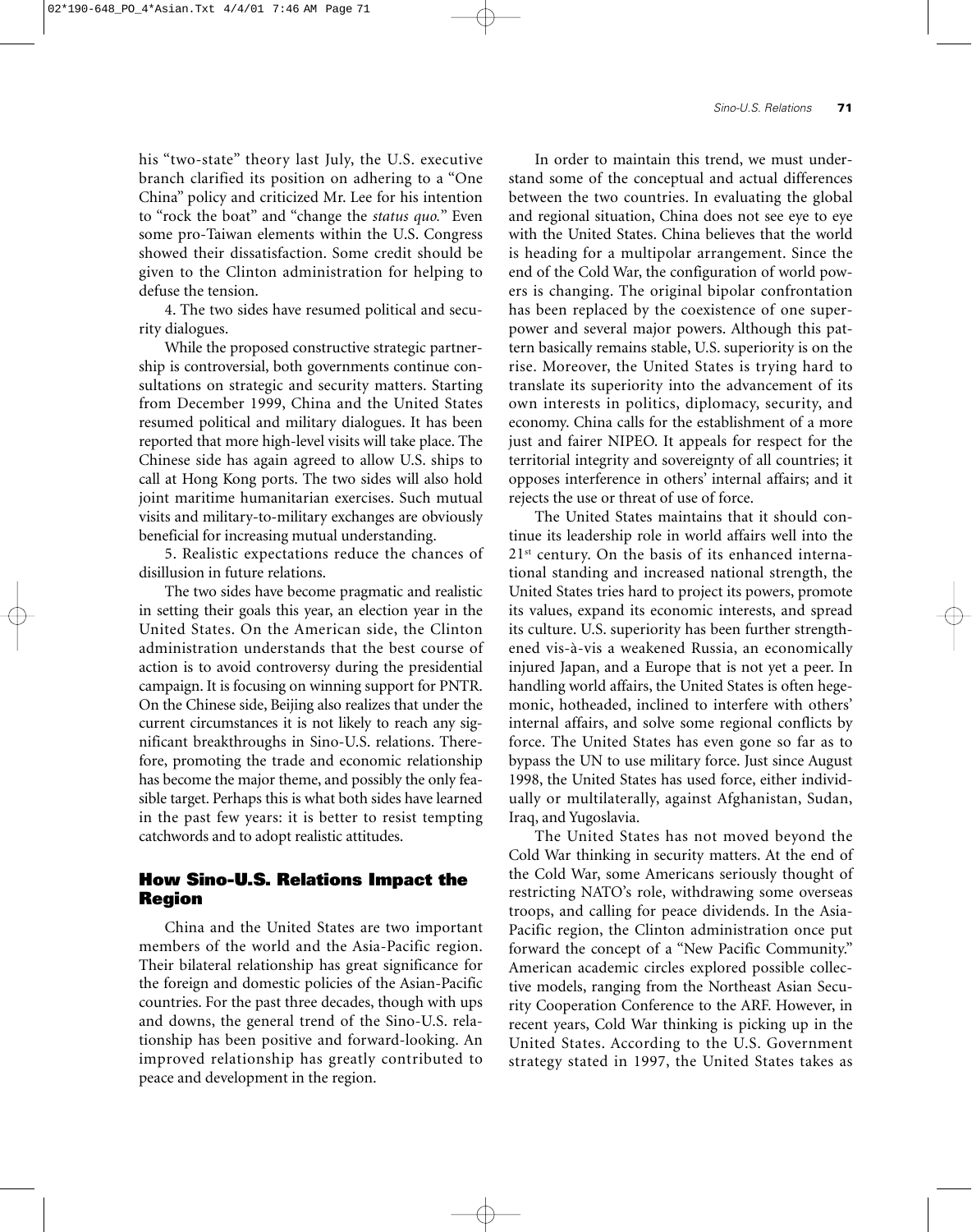his "two-state" theory last July, the U.S. executive branch clarified its position on adhering to a "One China" policy and criticized Mr. Lee for his intention to "rock the boat" and "change the *status quo.*" Even some pro-Taiwan elements within the U.S. Congress showed their dissatisfaction. Some credit should be given to the Clinton administration for helping to defuse the tension.

4. The two sides have resumed political and security dialogues.

While the proposed constructive strategic partnership is controversial, both governments continue consultations on strategic and security matters. Starting from December 1999, China and the United States resumed political and military dialogues. It has been reported that more high-level visits will take place. The Chinese side has again agreed to allow U.S. ships to call at Hong Kong ports. The two sides will also hold joint maritime humanitarian exercises. Such mutual visits and military-to-military exchanges are obviously beneficial for increasing mutual understanding.

5. Realistic expectations reduce the chances of disillusion in future relations.

The two sides have become pragmatic and realistic in setting their goals this year, an election year in the United States. On the American side, the Clinton administration understands that the best course of action is to avoid controversy during the presidential campaign. It is focusing on winning support for PNTR. On the Chinese side, Beijing also realizes that under the current circumstances it is not likely to reach any significant breakthroughs in Sino-U.S. relations. Therefore, promoting the trade and economic relationship has become the major theme, and possibly the only feasible target. Perhaps this is what both sides have learned in the past few years: it is better to resist tempting catchwords and to adopt realistic attitudes.

## How Sino-U.S. Relations Impact the Region

China and the United States are two important members of the world and the Asia-Pacific region. Their bilateral relationship has great significance for the foreign and domestic policies of the Asian-Pacific countries. For the past three decades, though with ups and downs, the general trend of the Sino-U.S. relationship has been positive and forward-looking. An improved relationship has greatly contributed to peace and development in the region.

In order to maintain this trend, we must understand some of the conceptual and actual differences between the two countries. In evaluating the global and regional situation, China does not see eye to eye with the United States. China believes that the world is heading for a multipolar arrangement. Since the end of the Cold War, the configuration of world powers is changing. The original bipolar confrontation has been replaced by the coexistence of one superpower and several major powers. Although this pattern basically remains stable, U.S. superiority is on the rise. Moreover, the United States is trying hard to translate its superiority into the advancement of its own interests in politics, diplomacy, security, and economy. China calls for the establishment of a more just and fairer NIPEO. It appeals for respect for the territorial integrity and sovereignty of all countries; it opposes interference in others' internal affairs; and it rejects the use or threat of use of force.

The United States maintains that it should continue its leadership role in world affairs well into the 21st century. On the basis of its enhanced international standing and increased national strength, the United States tries hard to project its powers, promote its values, expand its economic interests, and spread its culture. U.S. superiority has been further strengthened vis-à-vis a weakened Russia, an economically injured Japan, and a Europe that is not yet a peer. In handling world affairs, the United States is often hegemonic, hotheaded, inclined to interfere with others' internal affairs, and solve some regional conflicts by force. The United States has even gone so far as to bypass the UN to use military force. Just since August 1998, the United States has used force, either individually or multilaterally, against Afghanistan, Sudan, Iraq, and Yugoslavia.

The United States has not moved beyond the Cold War thinking in security matters. At the end of the Cold War, some Americans seriously thought of restricting NATO's role, withdrawing some overseas troops, and calling for peace dividends. In the Asia-Pacific region, the Clinton administration once put forward the concept of a "New Pacific Community." American academic circles explored possible collective models, ranging from the Northeast Asian Security Cooperation Conference to the ARF. However, in recent years, Cold War thinking is picking up in the United States. According to the U.S. Government strategy stated in 1997, the United States takes as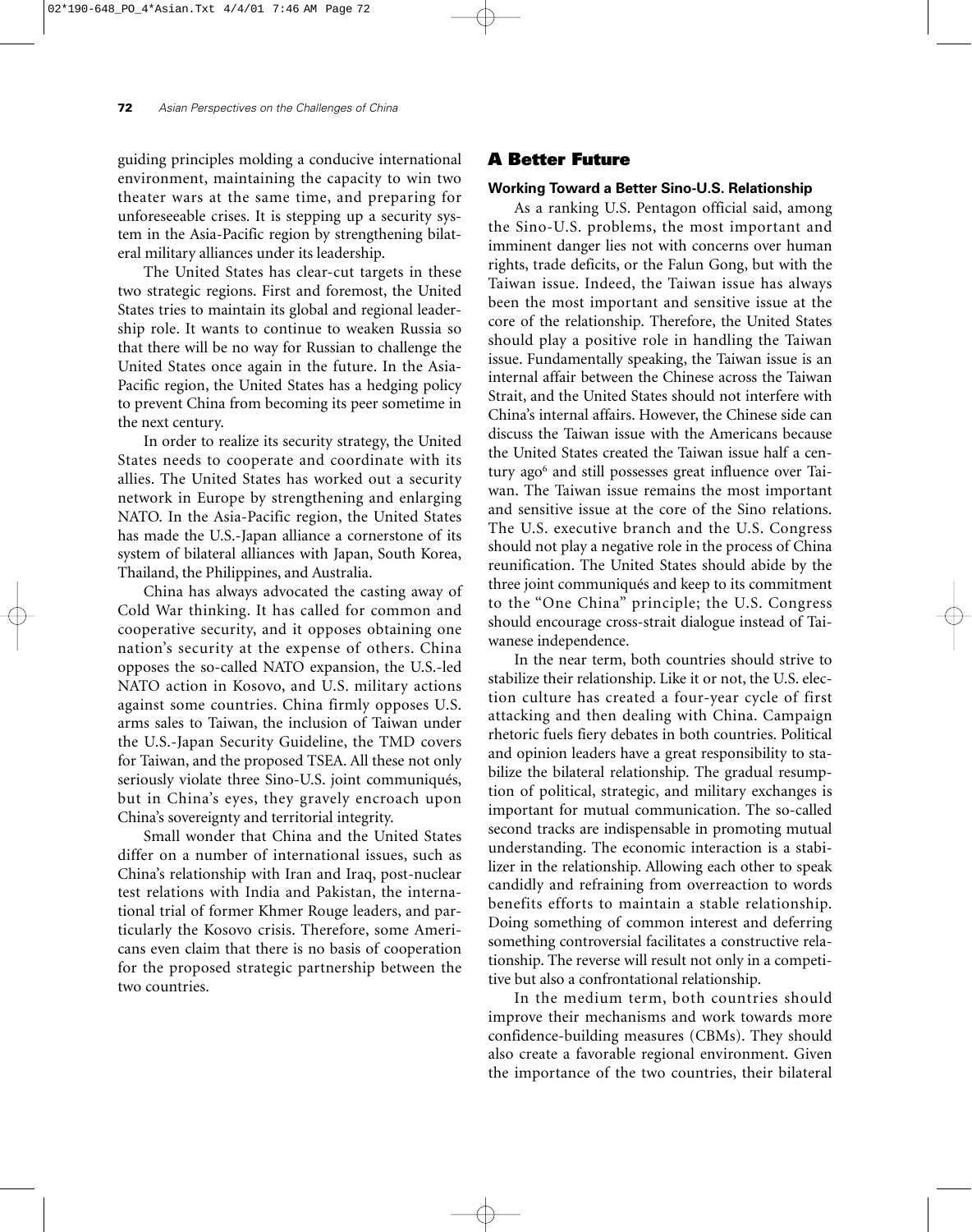guiding principles molding a conducive international environment, maintaining the capacity to win two theater wars at the same time, and preparing for unforeseeable crises. It is stepping up a security system in the Asia-Pacific region by strengthening bilateral military alliances under its leadership.

The United States has clear-cut targets in these two strategic regions. First and foremost, the United States tries to maintain its global and regional leadership role. It wants to continue to weaken Russia so that there will be no way for Russian to challenge the United States once again in the future. In the Asia-Pacific region, the United States has a hedging policy to prevent China from becoming its peer sometime in the next century.

In order to realize its security strategy, the United States needs to cooperate and coordinate with its allies. The United States has worked out a security network in Europe by strengthening and enlarging NATO. In the Asia-Pacific region, the United States has made the U.S.-Japan alliance a cornerstone of its system of bilateral alliances with Japan, South Korea, Thailand, the Philippines, and Australia.

China has always advocated the casting away of Cold War thinking. It has called for common and cooperative security, and it opposes obtaining one nation's security at the expense of others. China opposes the so-called NATO expansion, the U.S.-led NATO action in Kosovo, and U.S. military actions against some countries. China firmly opposes U.S. arms sales to Taiwan, the inclusion of Taiwan under the U.S.-Japan Security Guideline, the TMD covers for Taiwan, and the proposed TSEA. All these not only seriously violate three Sino-U.S. joint communiqués, but in China's eyes, they gravely encroach upon China's sovereignty and territorial integrity.

Small wonder that China and the United States differ on a number of international issues, such as China's relationship with Iran and Iraq, post-nuclear test relations with India and Pakistan, the international trial of former Khmer Rouge leaders, and particularly the Kosovo crisis. Therefore, some Americans even claim that there is no basis of cooperation for the proposed strategic partnership between the two countries.

## A Better Future

### Working Toward a Better Sino-U.S. Relationship

As a ranking U.S. Pentagon official said, among the Sino-U.S. problems, the most important and imminent danger lies not with concerns over human rights, trade deficits, or the Falun Gong, but with the Taiwan issue. Indeed, the Taiwan issue has always been the most important and sensitive issue at the core of the relationship. Therefore, the United States should play a positive role in handling the Taiwan issue. Fundamentally speaking, the Taiwan issue is an internal affair between the Chinese across the Taiwan Strait, and the United States should not interfere with China's internal affairs. However, the Chinese side can discuss the Taiwan issue with the Americans because the United States created the Taiwan issue half a century ago[6] and still possesses great influence over Taiwan. The Taiwan issue remains the most important and sensitive issue at the core of the Sino relations. The U.S. executive branch and the U.S. Congress should not play a negative role in the process of China reunification. The United States should abide by the three joint communiqués and keep to its commitment to the "One China" principle; the U.S. Congress should encourage cross-strait dialogue instead of Taiwanese independence.

In the near term, both countries should strive to stabilize their relationship. Like it or not, the U.S. election culture has created a four-year cycle of first attacking and then dealing with China. Campaign rhetoric fuels fiery debates in both countries. Political and opinion leaders have a great responsibility to stabilize the bilateral relationship. The gradual resumption of political, strategic, and military exchanges is important for mutual communication. The so-called second tracks are indispensable in promoting mutual understanding. The economic interaction is a stabilizer in the relationship. Allowing each other to speak candidly and refraining from overreaction to words benefits efforts to maintain a stable relationship. Doing something of common interest and deferring something controversial facilitates a constructive relationship. The reverse will result not only in a competitive but also a confrontational relationship.

In the medium term, both countries should improve their mechanisms and work towards more confidence-building measures (CBMs). They should also create a favorable regional environment. Given the importance of the two countries, their bilateral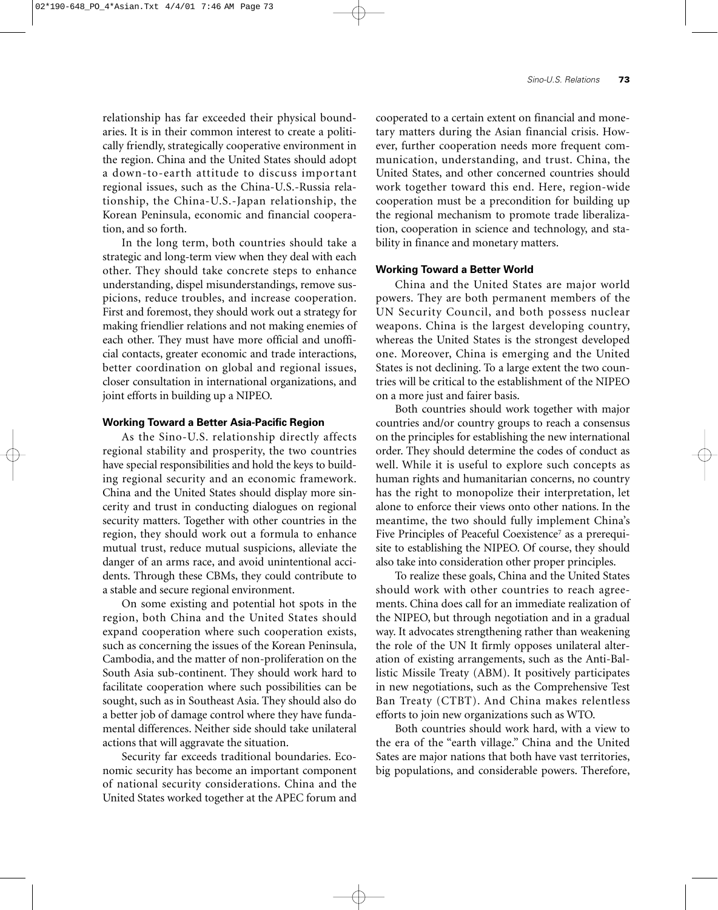relationship has far exceeded their physical boundaries. It is in their common interest to create a politically friendly, strategically cooperative environment in the region. China and the United States should adopt a down-to-earth attitude to discuss important regional issues, such as the China-U.S.-Russia relationship, the China-U.S.-Japan relationship, the Korean Peninsula, economic and financial cooperation, and so forth.

In the long term, both countries should take a strategic and long-term view when they deal with each other. They should take concrete steps to enhance understanding, dispel misunderstandings, remove suspicions, reduce troubles, and increase cooperation. First and foremost, they should work out a strategy for making friendlier relations and not making enemies of each other. They must have more official and unofficial contacts, greater economic and trade interactions, better coordination on global and regional issues, closer consultation in international organizations, and joint efforts in building up a NIPEO.

#### Working Toward a Better Asia-Pacific Region

As the Sino-U.S. relationship directly affects regional stability and prosperity, the two countries have special responsibilities and hold the keys to building regional security and an economic framework. China and the United States should display more sincerity and trust in conducting dialogues on regional security matters. Together with other countries in the region, they should work out a formula to enhance mutual trust, reduce mutual suspicions, alleviate the danger of an arms race, and avoid unintentional accidents. Through these CBMs, they could contribute to a stable and secure regional environment.

On some existing and potential hot spots in the region, both China and the United States should expand cooperation where such cooperation exists, such as concerning the issues of the Korean Peninsula, Cambodia, and the matter of non-proliferation on the South Asia sub-continent. They should work hard to facilitate cooperation where such possibilities can be sought, such as in Southeast Asia. They should also do a better job of damage control where they have fundamental differences. Neither side should take unilateral actions that will aggravate the situation.

Security far exceeds traditional boundaries. Economic security has become an important component of national security considerations. China and the United States worked together at the APEC forum and cooperated to a certain extent on financial and monetary matters during the Asian financial crisis. However, further cooperation needs more frequent communication, understanding, and trust. China, the United States, and other concerned countries should work together toward this end. Here, region-wide cooperation must be a precondition for building up the regional mechanism to promote trade liberalization, cooperation in science and technology, and stability in finance and monetary matters.

#### Working Toward a Better World

China and the United States are major world powers. They are both permanent members of the UN Security Council, and both possess nuclear weapons. China is the largest developing country, whereas the United States is the strongest developed one. Moreover, China is emerging and the United States is not declining. To a large extent the two countries will be critical to the establishment of the NIPEO on a more just and fairer basis.

Both countries should work together with major countries and/or country groups to reach a consensus on the principles for establishing the new international order. They should determine the codes of conduct as well. While it is useful to explore such concepts as human rights and humanitarian concerns, no country has the right to monopolize their interpretation, let alone to enforce their views onto other nations. In the meantime, the two should fully implement China's Five Principles of Peaceful Coexistence[7] as a prerequisite to establishing the NIPEO. Of course, they should also take into consideration other proper principles.

To realize these goals, China and the United States should work with other countries to reach agreements. China does call for an immediate realization of the NIPEO, but through negotiation and in a gradual way. It advocates strengthening rather than weakening the role of the UN It firmly opposes unilateral alteration of existing arrangements, such as the Anti-Ballistic Missile Treaty (ABM). It positively participates in new negotiations, such as the Comprehensive Test Ban Treaty (CTBT). And China makes relentless efforts to join new organizations such as WTO.

Both countries should work hard, with a view to the era of the "earth village." China and the United Sates are major nations that both have vast territories, big populations, and considerable powers. Therefore,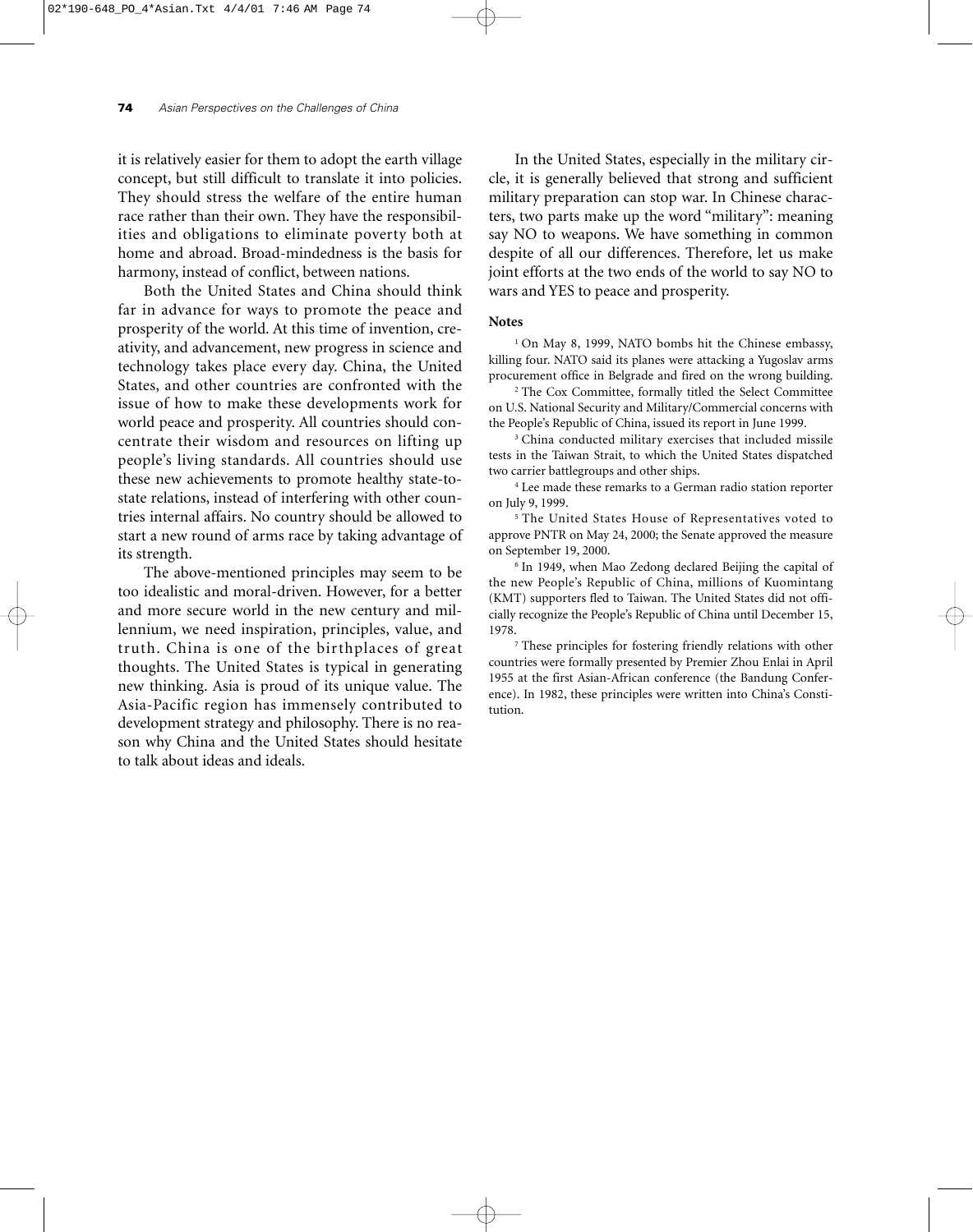it is relatively easier for them to adopt the earth village concept, but still difficult to translate it into policies. They should stress the welfare of the entire human race rather than their own. They have the responsibilities and obligations to eliminate poverty both at home and abroad. Broad-mindedness is the basis for harmony, instead of conflict, between nations.

Both the United States and China should think far in advance for ways to promote the peace and prosperity of the world. At this time of invention, creativity, and advancement, new progress in science and technology takes place every day. China, the United States, and other countries are confronted with the issue of how to make these developments work for world peace and prosperity. All countries should concentrate their wisdom and resources on lifting up people's living standards. All countries should use these new achievements to promote healthy state-to-state relations, instead of interfering with other countries internal affairs. No country should be allowed to start a new round of arms race by taking advantage of its strength.

The above-mentioned principles may seem to be too idealistic and moral-driven. However, for a better and more secure world in the new century and millennium, we need inspiration, principles, value, and truth. China is one of the birthplaces of great thoughts. The United States is typical in generating new thinking. Asia is proud of its unique value. The Asia-Pacific region has immensely contributed to development strategy and philosophy. There is no reason why China and the United States should hesitate to talk about ideas and ideals.

In the United States, especially in the military circle, it is generally believed that strong and sufficient military preparation can stop war. In Chinese characters, two parts make up the word "military": meaning say NO to weapons. We have something in common despite of all our differences. Therefore, let us make joint efforts at the two ends of the world to say NO to wars and YES to peace and prosperity.

**Notes**

[1] On May 8, 1999, NATO bombs hit the Chinese embassy, killing four. NATO said its planes were attacking a Yugoslav arms procurement office in Belgrade and fired on the wrong building.

[2] The Cox Committee, formally titled the Select Committee on U.S. National Security and Military/Commercial concerns with the People's Republic of China, issued its report in June 1999.

[3] China conducted military exercises that included missile tests in the Taiwan Strait, to which the United States dispatched two carrier battlegroups and other ships.

[4] Lee made these remarks to a German radio station reporter on July 9, 1999.

[5] The United States House of Representatives voted to approve PNTR on May 24, 2000; the Senate approved the measure on September 19, 2000.

[6] In 1949, when Mao Zedong declared Beijing the capital of the new People's Republic of China, millions of Kuomintang (KMT) supporters fled to Taiwan. The United States did not officially recognize the People's Republic of China until December 15, 1978.

[7] These principles for fostering friendly relations with other countries were formally presented by Premier Zhou Enlai in April 1955 at the first Asian-African conference (the Bandung Conference). In 1982, these principles were written into China's Constitution.